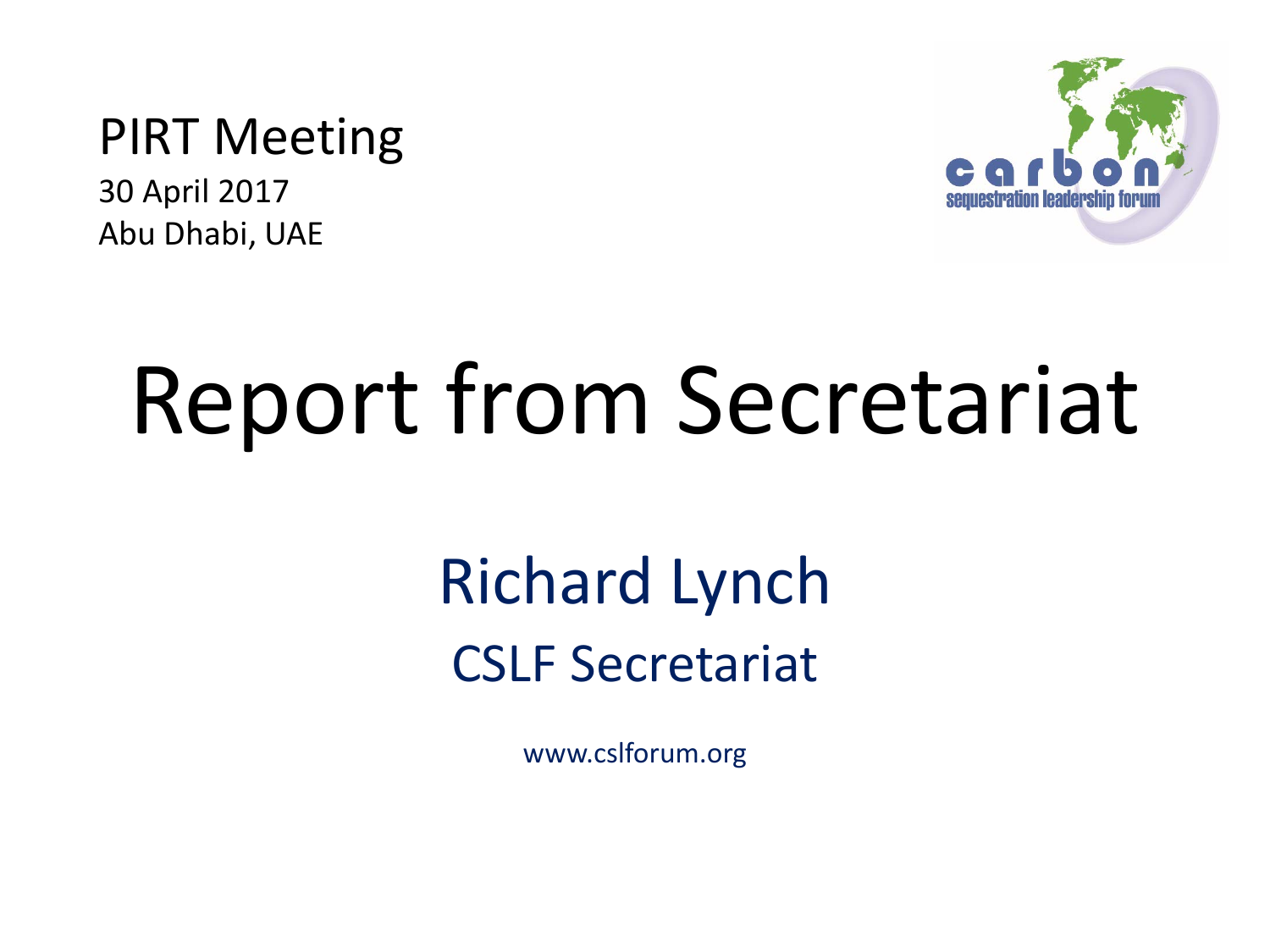PIRT Meeting

30 April 2017

Abu Dhabi, UAE

carbon sequestration leadership forum

# Report from Secretariat

## Richard Lynch

### CSLF Secretariat

www.cslforum.org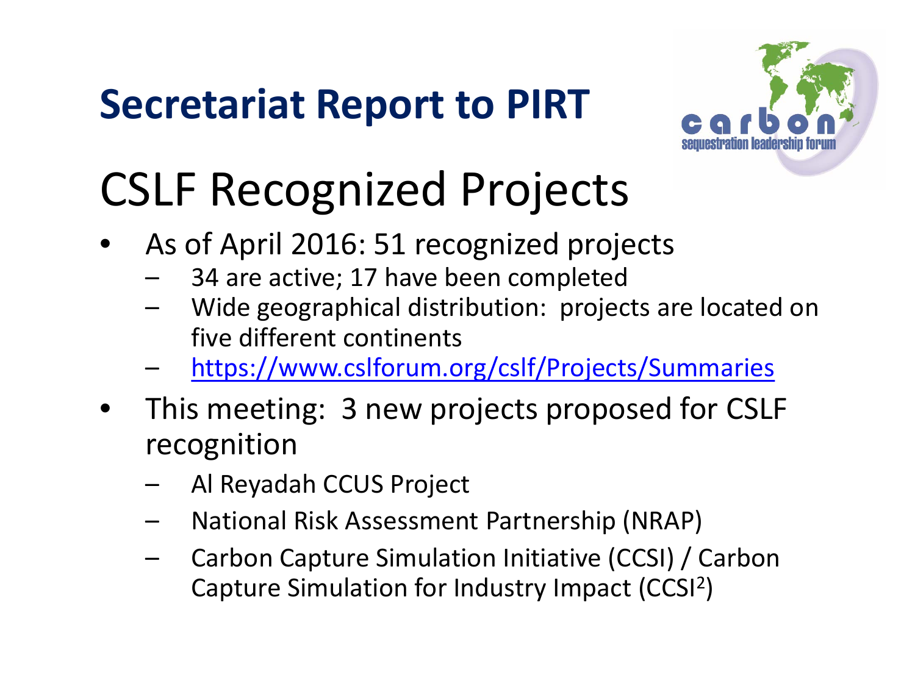# Secretariat Report to PIRT

## CSLF Recognized Projects

- As of April 2016: 51 recognized projects
  - 34 are active; 17 have been completed
  - Wide geographical distribution: projects are located on five different continents
  - https://www.cslforum.org/cslf/Projects/Summaries
- This meeting: 3 new projects proposed for CSLF recognition
  - Al Reyadah CCUS Project
  - National Risk Assessment Partnership (NRAP)
  - Carbon Capture Simulation Initiative (CCSI) / Carbon Capture Simulation for Industry Impact ($CCSI^2$)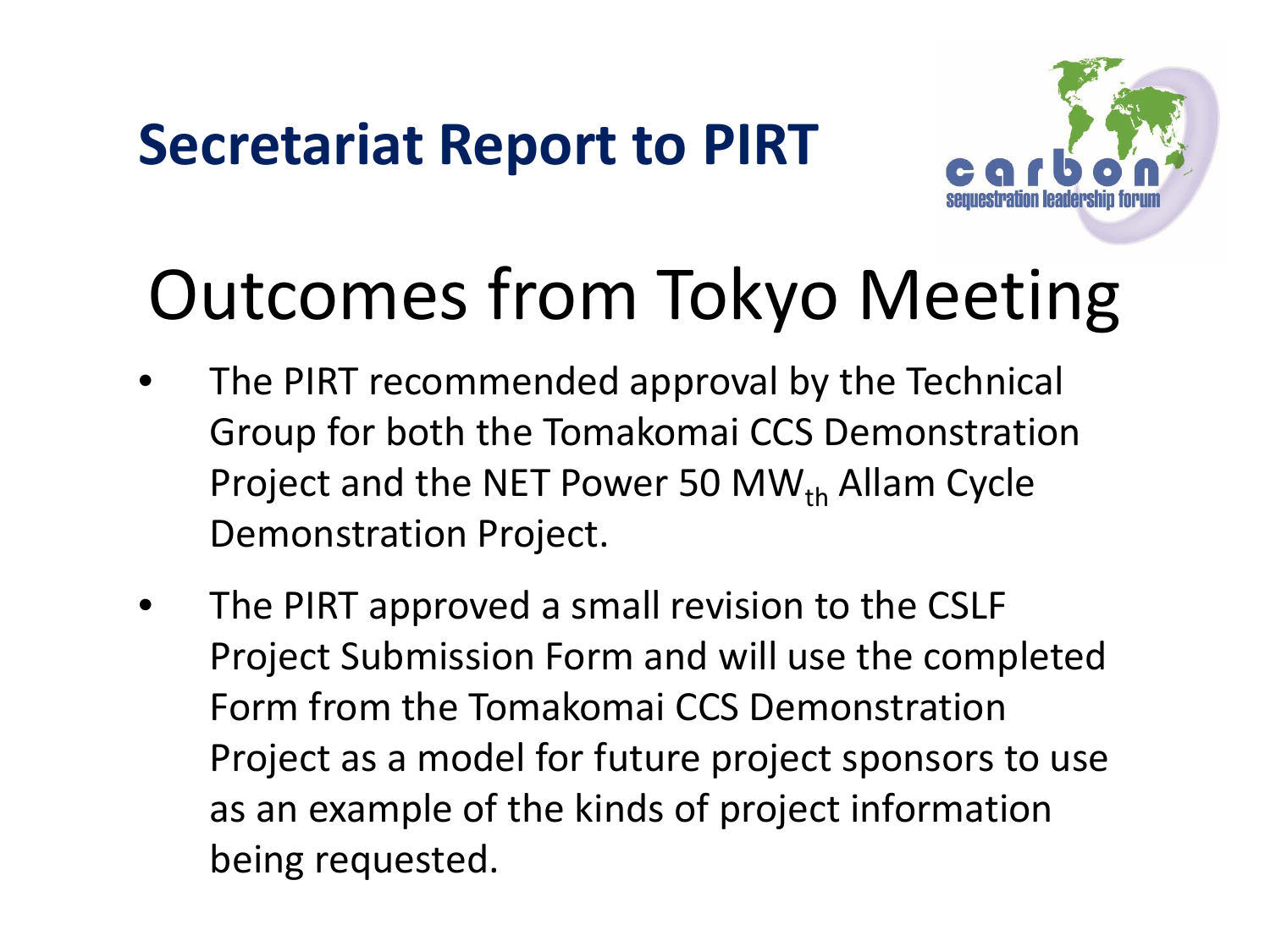# Secretariat Report to PIRT

## Outcomes from Tokyo Meeting

- The PIRT recommended approval by the Technical Group for both the Tomakomai CCS Demonstration Project and the NET Power 50 $MW_{th}$ Allam Cycle Demonstration Project.
- The PIRT approved a small revision to the CSLF Project Submission Form and will use the completed Form from the Tomakomai CCS Demonstration Project as a model for future project sponsors to use as an example of the kinds of project information being requested.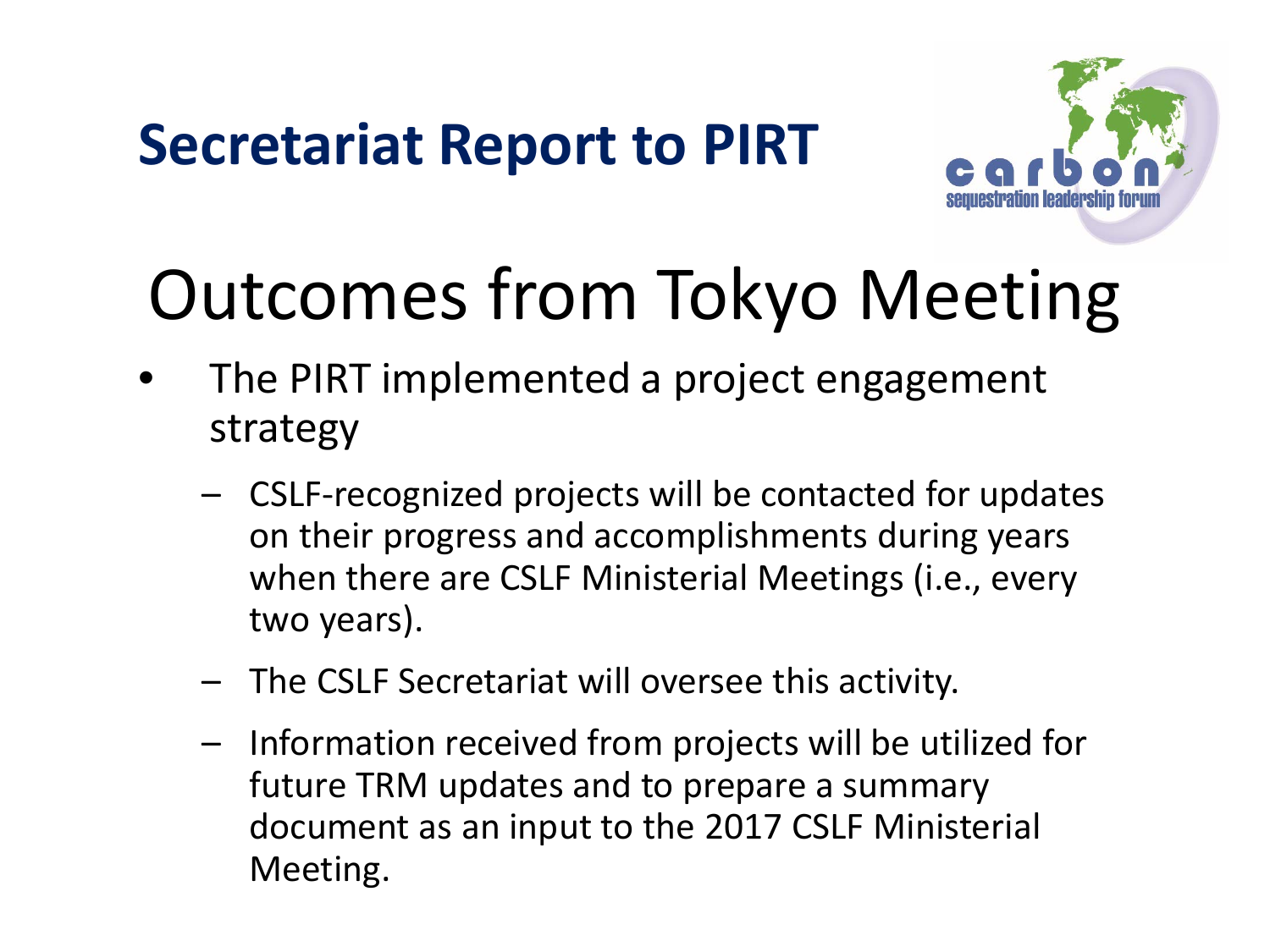# Secretariat Report to PIRT

## Outcomes from Tokyo Meeting

- The PIRT implemented a project engagement strategy
  - CSLF-recognized projects will be contacted for updates on their progress and accomplishments during years when there are CSLF Ministerial Meetings (i.e., every two years).
  - The CSLF Secretariat will oversee this activity.
  - Information received from projects will be utilized for future TRM updates and to prepare a summary document as an input to the 2017 CSLF Ministerial Meeting.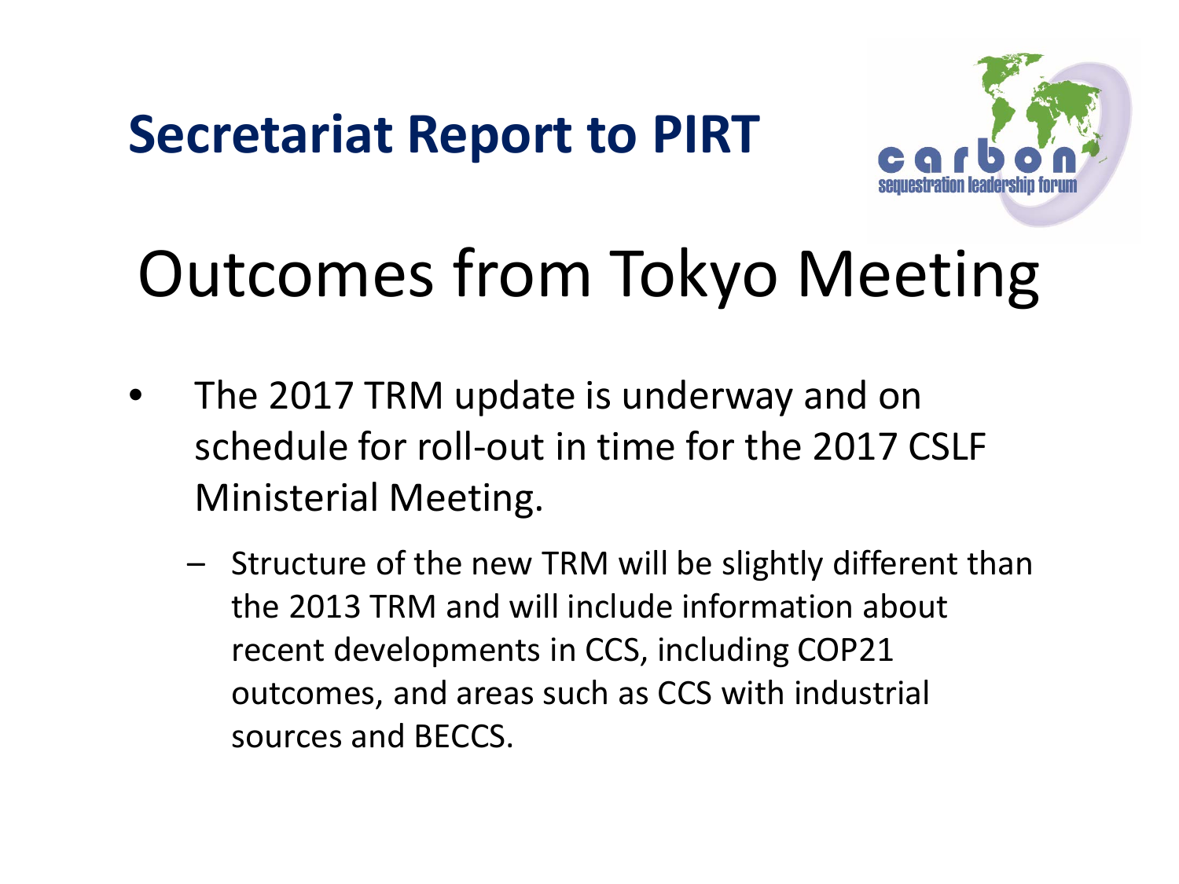# Secretariat Report to PIRT

## Outcomes from Tokyo Meeting

- The 2017 TRM update is underway and on schedule for roll-out in time for the 2017 CSLF Ministerial Meeting.
  - Structure of the new TRM will be slightly different than the 2013 TRM and will include information about recent developments in CCS, including COP21 outcomes, and areas such as CCS with industrial sources and BECCS.